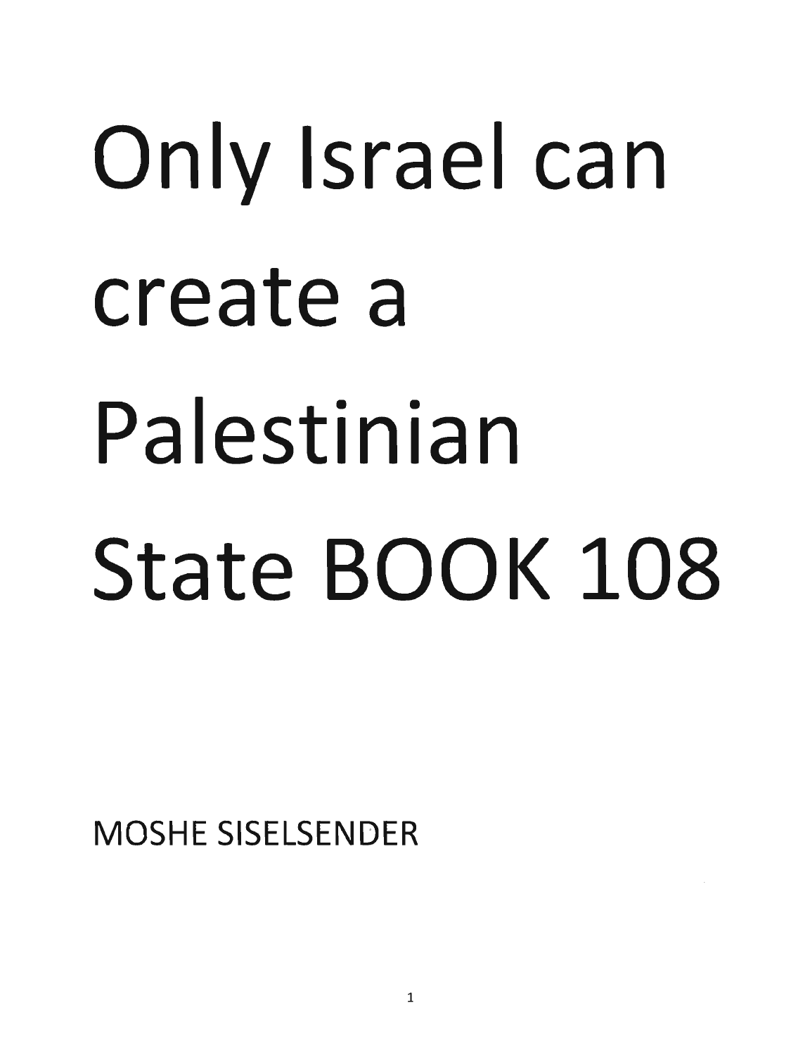# Only Israel can create a Palestinian State BOOK 108

MOSHE SISELSENDER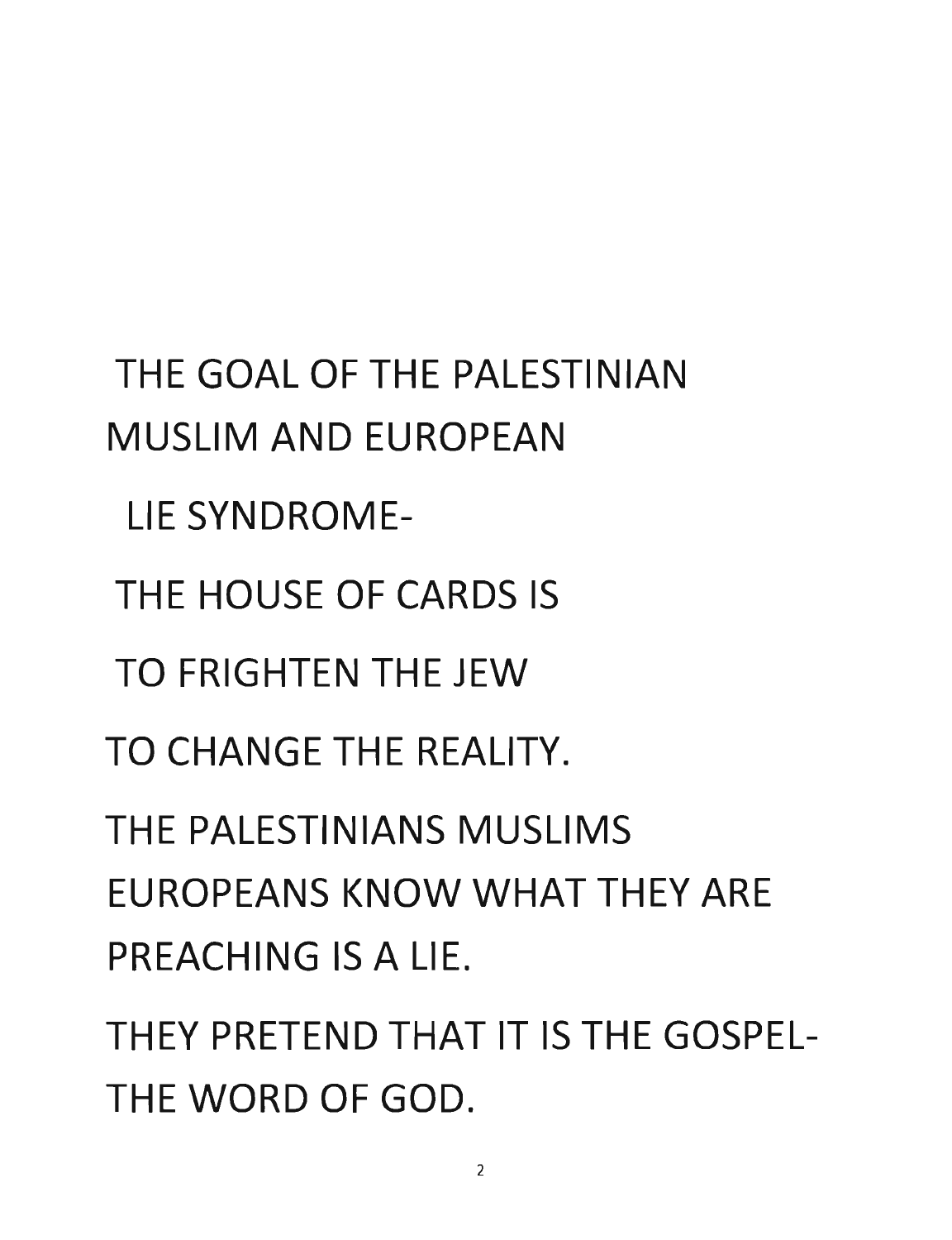THE GOAL OF THE PALESTINIAN MUSLIM AND EUROPEAN

LIE SYNDROME-

THE HOUSE OF CARDS IS

TO FRIGHTEN THE JEW

TO CHANGE THE REALITY.

THE PALESTINIANS MUSLIMS EUROPEANS KNOW WHAT THEY ARE PREACHING IS A LIE.

THEY PRETEND THAT IT IS THE GOSPEL- THE WORD OF GOD.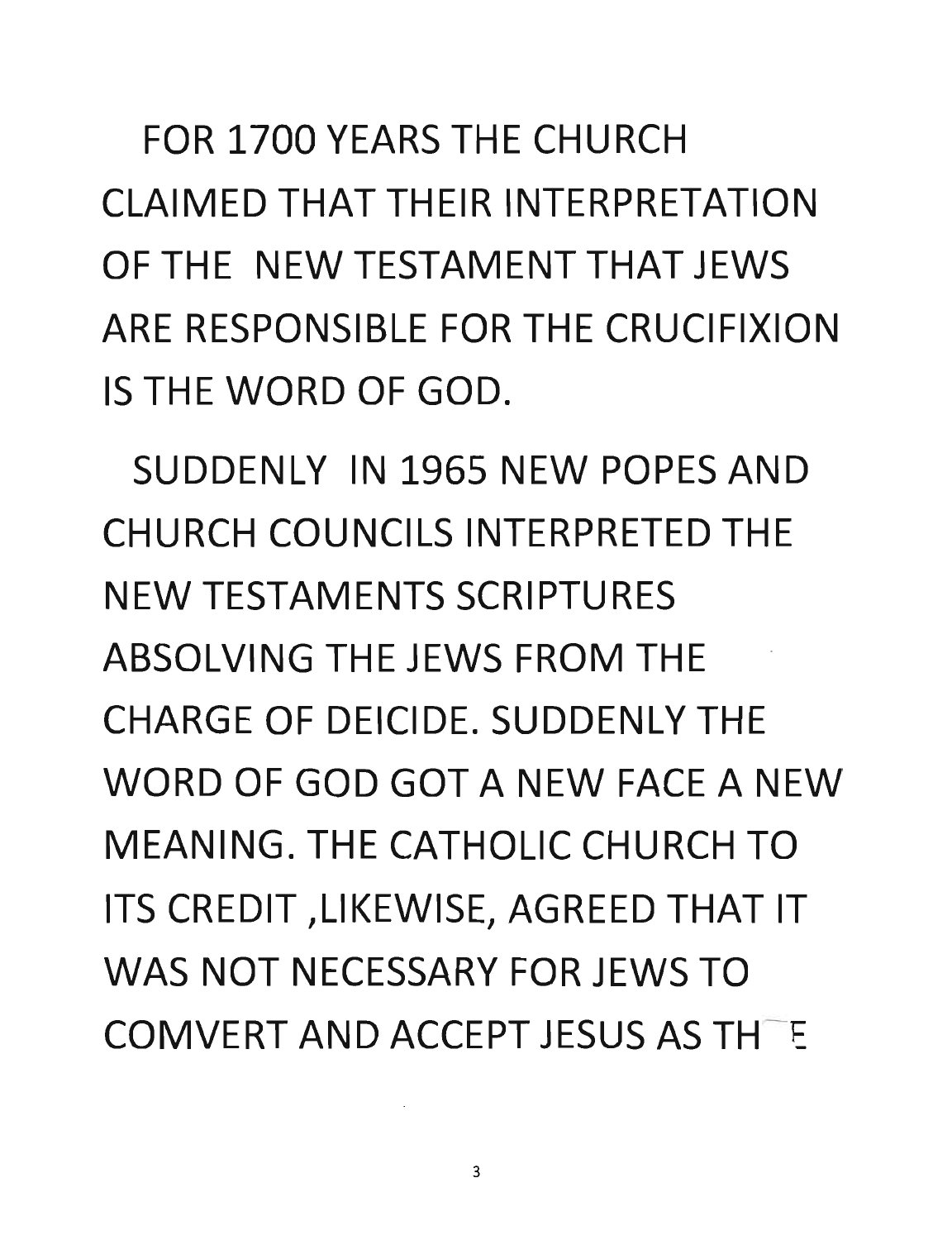FOR 1700 YEARS THE CHURCH CLAIMED THAT THEIR INTERPRETATION OF THE NEW TESTAMENT THAT JEWS ARE RESPONSIBLE FOR THE CRUCIFIXION IS THE WORD OF GOD.

SUDDENLY IN 1965 NEW POPES AND CHURCH COUNCILS INTERPRETED THE NEW TESTAMENTS SCRIPTURES ABSOLVING THE JEWS FROM THE CHARGE OF DEICIDE. SUDDENLY THE WORD OF GOD GOT A NEW FACE A NEW MEANING. THE CATHOLIC CHURCH TO ITS CREDIT ,LIKEWISE, AGREED THAT IT WAS NOT NECESSARY FOR JEWS TO COMVERT AND ACCEPT JESUS AS THE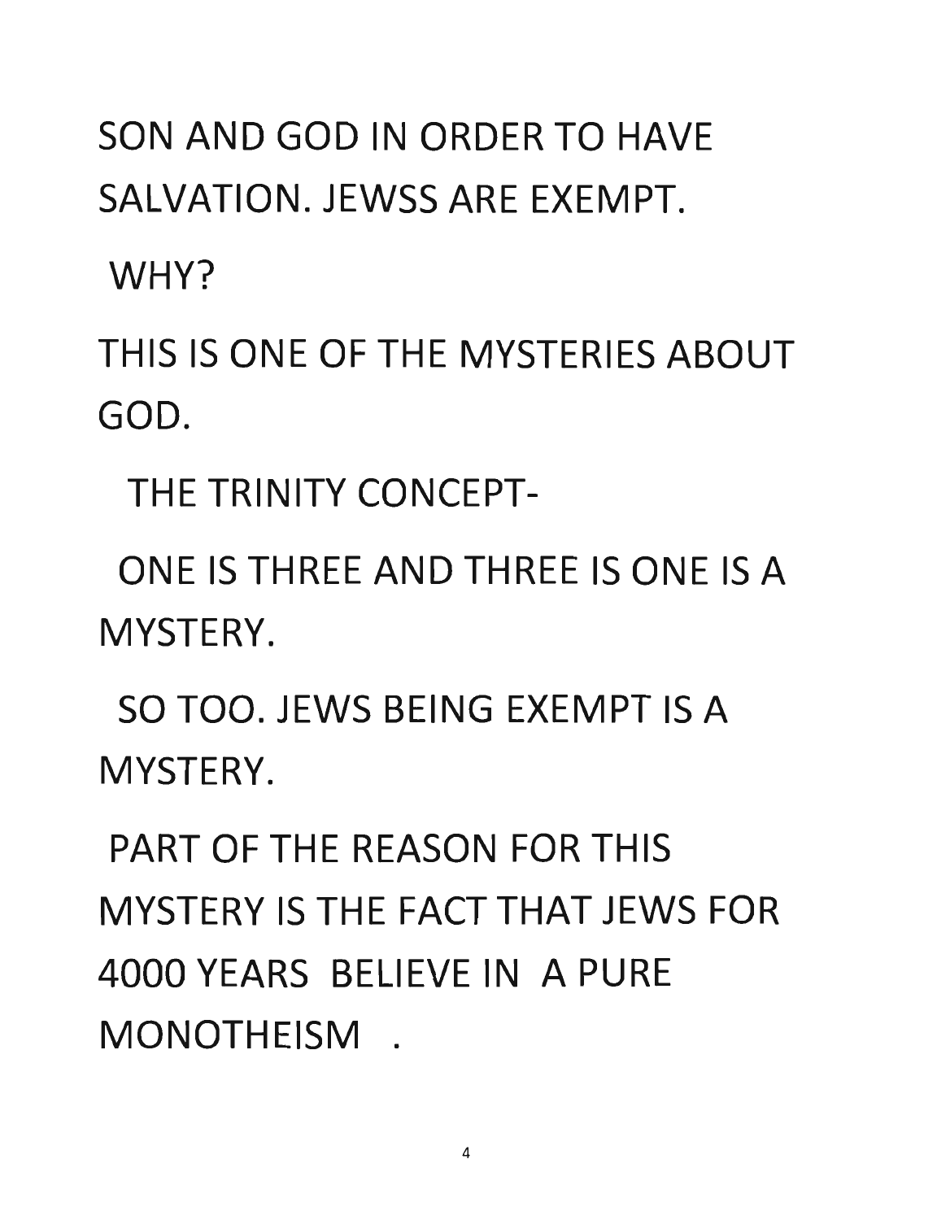SON AND GOD IN ORDER TO HAVE SALVATION. JEWSS ARE EXEMPT.

WHY?

THIS IS ONE OF THE MYSTERIES ABOUT GOD.

THE TRINITY CONCEPT-

ONE IS THREE AND THREE IS ONE IS A MYSTERY.

SO TOO. JEWS BEING EXEMPT IS A MYSTERY.

PART OF THE REASON FOR THIS MYSTERY IS THE FACT THAT JEWS FOR 4000 YEARS BELIEVE IN A PURE MONOTHEISM .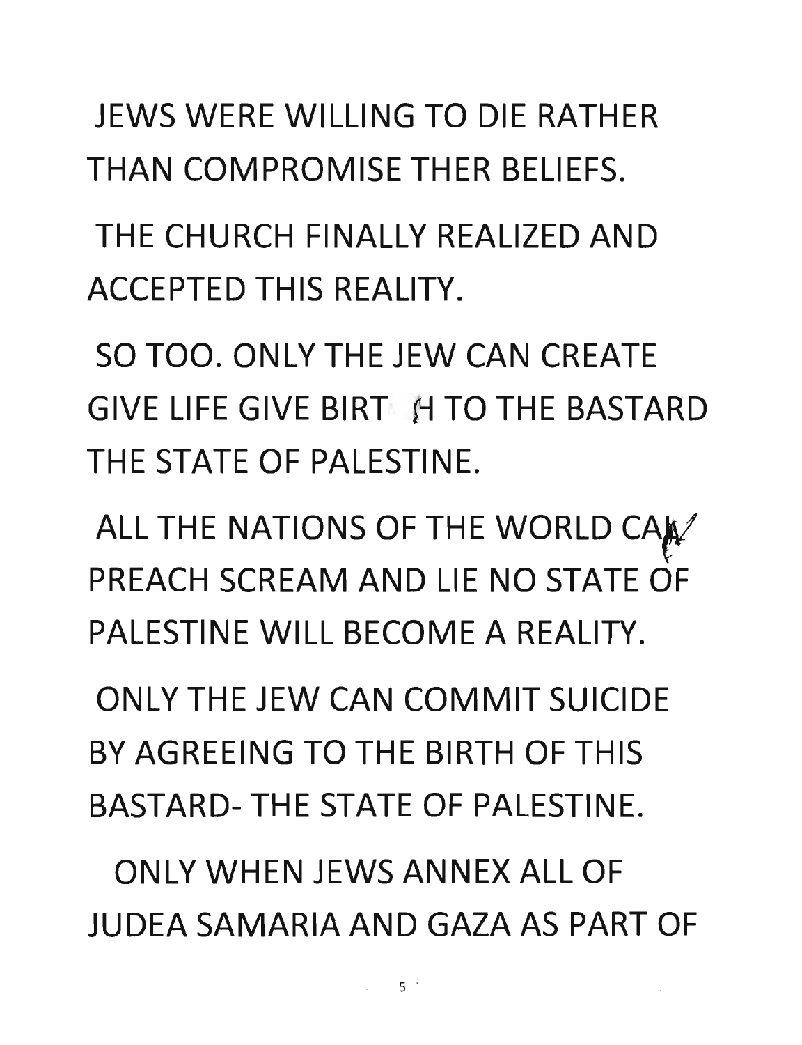JEWS WERE WILLING TO DIE RATHER THAN COMPROMISE THER BELIEFS.

THE CHURCH FINALLY REALIZED AND ACCEPTED THIS REALITY.

SO TOO. ONLY THE JEW CAN CREATE GIVE LIFE GIVE BIRTH TO THE BASTARD THE STATE OF PALESTINE.

ALL THE NATIONS OF THE WORLD CAN PREACH SCREAM AND LIE NO STATE OF PALESTINE WILL BECOME A REALITY.

ONLY THE JEW CAN COMMIT SUICIDE BY AGREEING TO THE BIRTH OF THIS BASTARD- THE STATE OF PALESTINE.

ONLY WHEN JEWS ANNEX ALL OF JUDEA SAMARIA AND GAZA AS PART OF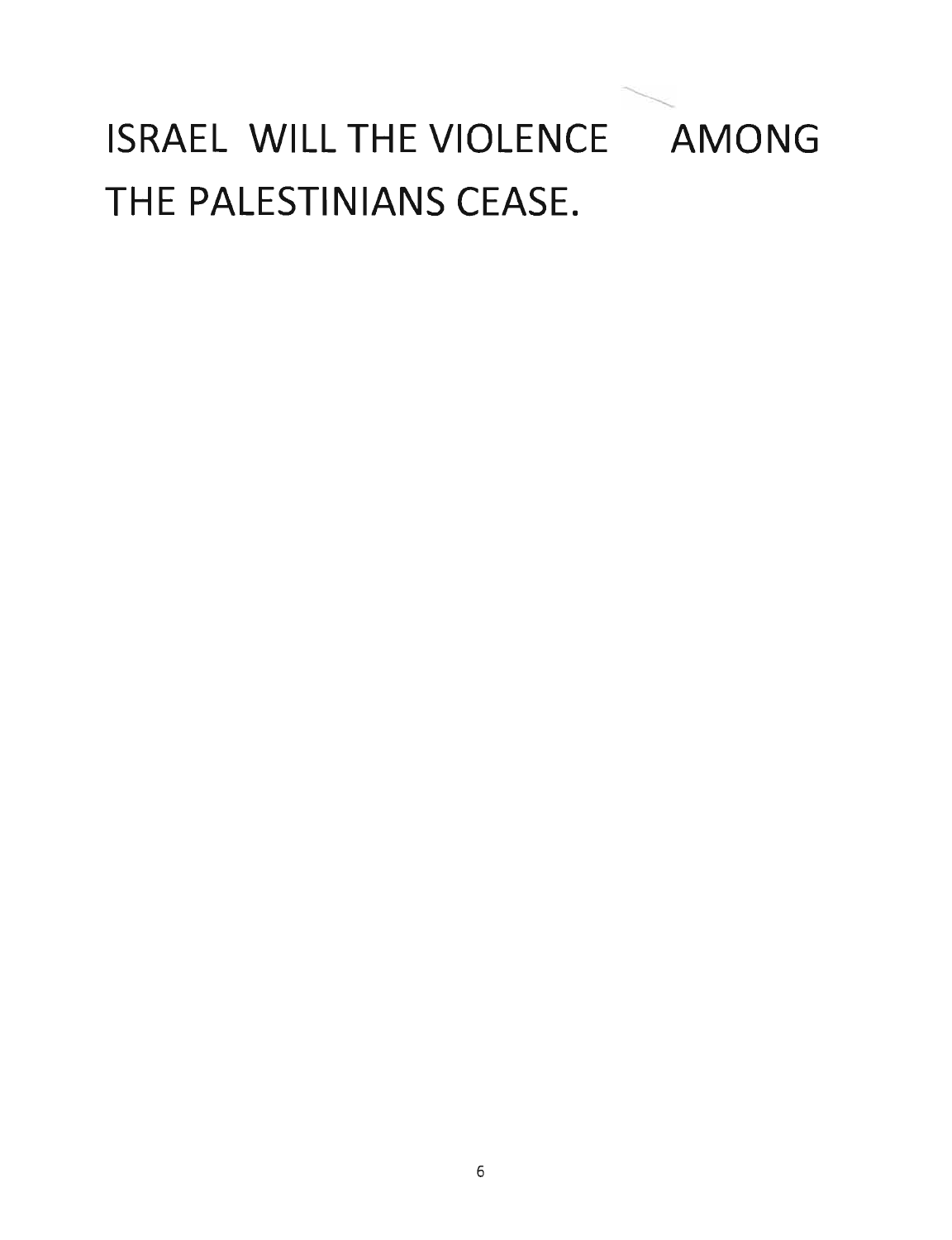ISRAEL WILL THE VIOLENCE AMONG THE PALESTINIANS CEASE.